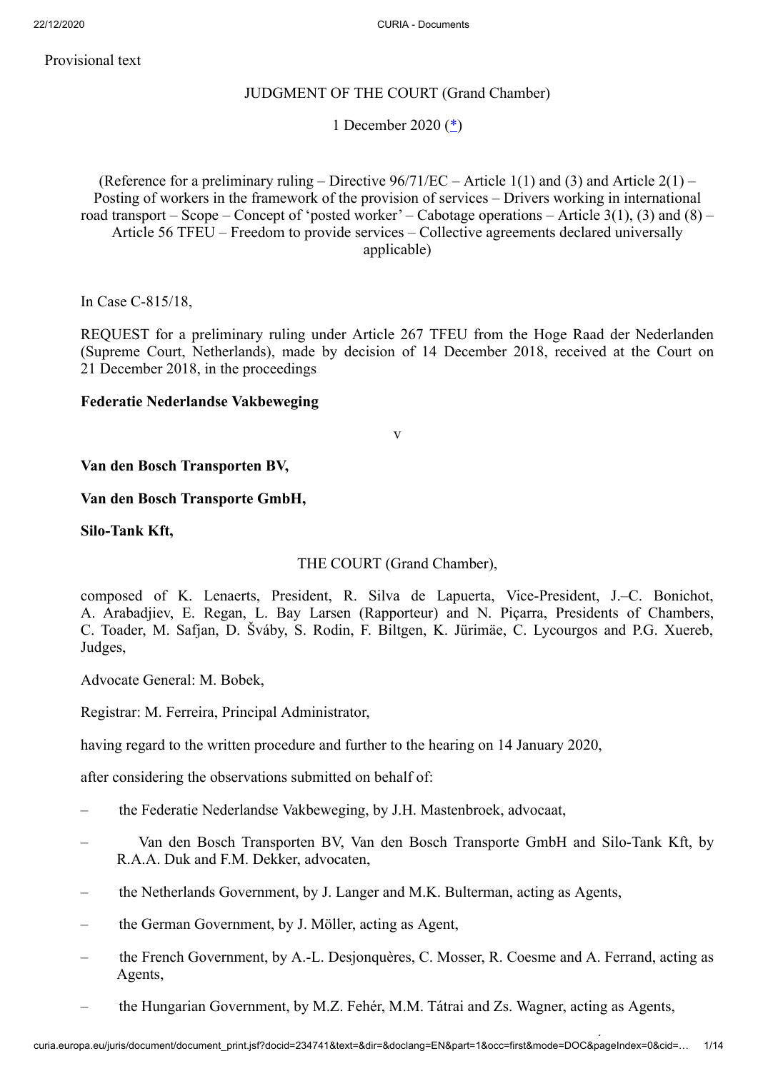Provisional text

JUDGMENT OF THE COURT (Grand Chamber)

1 December 2020 (*)

(Reference for a preliminary ruling – Directive 96/71/EC – Article 1(1) and (3) and Article 2(1) – Posting of workers in the framework of the provision of services – Drivers working in international road transport – Scope – Concept of 'posted worker' – Cabotage operations – Article 3(1), (3) and (8) – Article 56 TFEU – Freedom to provide services – Collective agreements declared universally applicable)

In Case C-815/18,

REQUEST for a preliminary ruling under Article 267 TFEU from the Hoge Raad der Nederlanden (Supreme Court, Netherlands), made by decision of 14 December 2018, received at the Court on 21 December 2018, in the proceedings

**Federatie Nederlandse Vakbeweging**

v

**Van den Bosch Transporten BV,**

**Van den Bosch Transporte GmbH,**

**Silo-Tank Kft,**

THE COURT (Grand Chamber),

composed of K. Lenaerts, President, R. Silva de Lapuerta, Vice-President, J.–C. Bonichot, A. Arabadjiev, E. Regan, L. Bay Larsen (Rapporteur) and N. Piçarra, Presidents of Chambers, C. Toader, M. Safjan, D. Šváby, S. Rodin, F. Biltgen, K. Jürimäe, C. Lycourgos and P.G. Xuereb, Judges,

Advocate General: M. Bobek,

Registrar: M. Ferreira, Principal Administrator,

having regard to the written procedure and further to the hearing on 14 January 2020,

after considering the observations submitted on behalf of:

– the Federatie Nederlandse Vakbeweging, by J.H. Mastenbroek, advocaat,

– Van den Bosch Transporten BV, Van den Bosch Transporte GmbH and Silo-Tank Kft, by R.A.A. Duk and F.M. Dekker, advocaten,

– the Netherlands Government, by J. Langer and M.K. Bulterman, acting as Agents,

– the German Government, by J. Möller, acting as Agent,

– the French Government, by A.-L. Desjonquères, C. Mosser, R. Coesme and A. Ferrand, acting as Agents,

– the Hungarian Government, by M.Z. Fehér, M.M. Tátrai and Zs. Wagner, acting as Agents,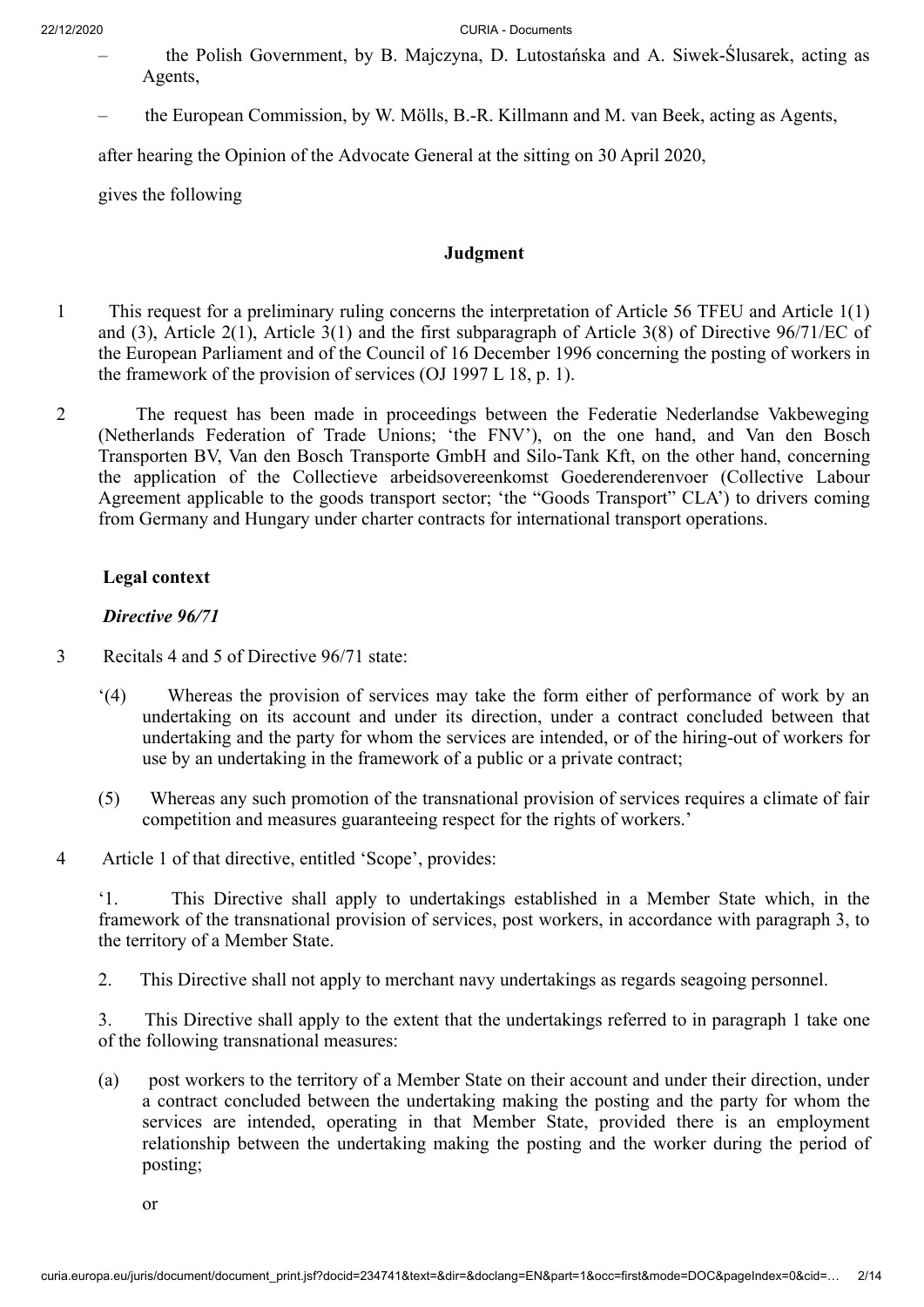– the Polish Government, by B. Majczyna, D. Lutostańska and A. Siwek-Ślusarek, acting as Agents,

– the European Commission, by W. Mölls, B.-R. Killmann and M. van Beek, acting as Agents,

after hearing the Opinion of the Advocate General at the sitting on 30 April 2020,

gives the following

## Judgment

1 This request for a preliminary ruling concerns the interpretation of Article 56 TFEU and Article 1(1) and (3), Article 2(1), Article 3(1) and the first subparagraph of Article 3(8) of Directive 96/71/EC of the European Parliament and of the Council of 16 December 1996 concerning the posting of workers in the framework of the provision of services (OJ 1997 L 18, p. 1).

2 The request has been made in proceedings between the Federatie Nederlandse Vakbeweging (Netherlands Federation of Trade Unions; 'the FNV'), on the one hand, and Van den Bosch Transporten BV, Van den Bosch Transporte GmbH and Silo-Tank Kft, on the other hand, concerning the application of the Collectieve arbeidsovereenkomst Goederenderenvoer (Collective Labour Agreement applicable to the goods transport sector; 'the "Goods Transport" CLA') to drivers coming from Germany and Hungary under charter contracts for international transport operations.

### Legal context

#### *Directive 96/71*

3 Recitals 4 and 5 of Directive 96/71 state:

'(4) Whereas the provision of services may take the form either of performance of work by an undertaking on its account and under its direction, under a contract concluded between that undertaking and the party for whom the services are intended, or of the hiring-out of workers for use by an undertaking in the framework of a public or a private contract;

(5) Whereas any such promotion of the transnational provision of services requires a climate of fair competition and measures guaranteeing respect for the rights of workers.'

4 Article 1 of that directive, entitled 'Scope', provides:

'1. This Directive shall apply to undertakings established in a Member State which, in the framework of the transnational provision of services, post workers, in accordance with paragraph 3, to the territory of a Member State.

2. This Directive shall not apply to merchant navy undertakings as regards seagoing personnel.

3. This Directive shall apply to the extent that the undertakings referred to in paragraph 1 take one of the following transnational measures:

(a) post workers to the territory of a Member State on their account and under their direction, under a contract concluded between the undertaking making the posting and the party for whom the services are intended, operating in that Member State, provided there is an employment relationship between the undertaking making the posting and the worker during the period of posting;

or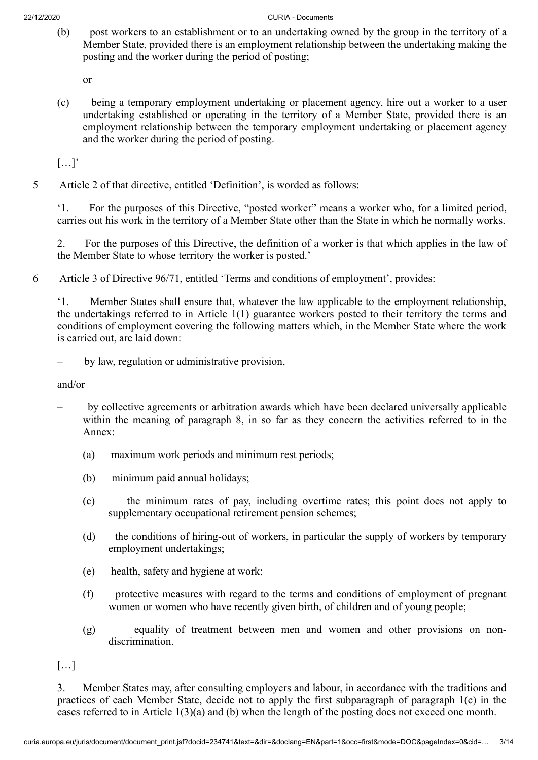(b) post workers to an establishment or to an undertaking owned by the group in the territory of a Member State, provided there is an employment relationship between the undertaking making the posting and the worker during the period of posting;

or

(c) being a temporary employment undertaking or placement agency, hire out a worker to a user undertaking established or operating in the territory of a Member State, provided there is an employment relationship between the temporary employment undertaking or placement agency and the worker during the period of posting.

[…]'

5 Article 2 of that directive, entitled 'Definition', is worded as follows:

'1. For the purposes of this Directive, "posted worker" means a worker who, for a limited period, carries out his work in the territory of a Member State other than the State in which he normally works.

2. For the purposes of this Directive, the definition of a worker is that which applies in the law of the Member State to whose territory the worker is posted.'

6 Article 3 of Directive 96/71, entitled 'Terms and conditions of employment', provides:

'1. Member States shall ensure that, whatever the law applicable to the employment relationship, the undertakings referred to in Article 1(1) guarantee workers posted to their territory the terms and conditions of employment covering the following matters which, in the Member State where the work is carried out, are laid down:

– by law, regulation or administrative provision,

and/or

– by collective agreements or arbitration awards which have been declared universally applicable within the meaning of paragraph 8, in so far as they concern the activities referred to in the Annex:

(a) maximum work periods and minimum rest periods;

(b) minimum paid annual holidays;

(c) the minimum rates of pay, including overtime rates; this point does not apply to supplementary occupational retirement pension schemes;

(d) the conditions of hiring-out of workers, in particular the supply of workers by temporary employment undertakings;

(e) health, safety and hygiene at work;

(f) protective measures with regard to the terms and conditions of employment of pregnant women or women who have recently given birth, of children and of young people;

(g) equality of treatment between men and women and other provisions on non-discrimination.

[…]

3. Member States may, after consulting employers and labour, in accordance with the traditions and practices of each Member State, decide not to apply the first subparagraph of paragraph 1(c) in the cases referred to in Article 1(3)(a) and (b) when the length of the posting does not exceed one month.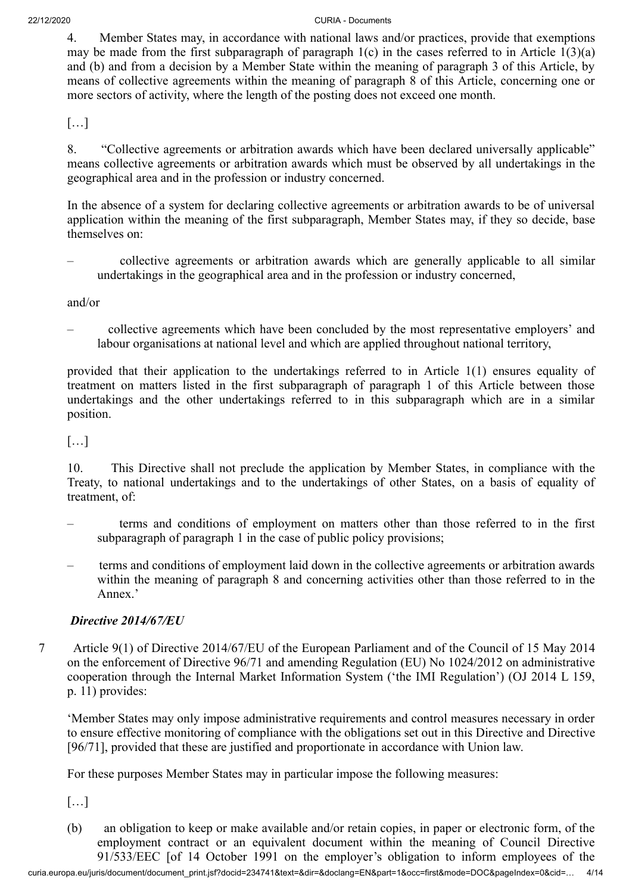4. Member States may, in accordance with national laws and/or practices, provide that exemptions may be made from the first subparagraph of paragraph 1(c) in the cases referred to in Article 1(3)(a) and (b) and from a decision by a Member State within the meaning of paragraph 3 of this Article, by means of collective agreements within the meaning of paragraph 8 of this Article, concerning one or more sectors of activity, where the length of the posting does not exceed one month.

[…]

8. "Collective agreements or arbitration awards which have been declared universally applicable" means collective agreements or arbitration awards which must be observed by all undertakings in the geographical area and in the profession or industry concerned.

In the absence of a system for declaring collective agreements or arbitration awards to be of universal application within the meaning of the first subparagraph, Member States may, if they so decide, base themselves on:

– collective agreements or arbitration awards which are generally applicable to all similar undertakings in the geographical area and in the profession or industry concerned,

and/or

– collective agreements which have been concluded by the most representative employers' and labour organisations at national level and which are applied throughout national territory,

provided that their application to the undertakings referred to in Article 1(1) ensures equality of treatment on matters listed in the first subparagraph of paragraph 1 of this Article between those undertakings and the other undertakings referred to in this subparagraph which are in a similar position.

[…]

10. This Directive shall not preclude the application by Member States, in compliance with the Treaty, to national undertakings and to the undertakings of other States, on a basis of equality of treatment, of:

– terms and conditions of employment on matters other than those referred to in the first subparagraph of paragraph 1 in the case of public policy provisions;

– terms and conditions of employment laid down in the collective agreements or arbitration awards within the meaning of paragraph 8 and concerning activities other than those referred to in the Annex.'

### *Directive 2014/67/EU*

7 Article 9(1) of Directive 2014/67/EU of the European Parliament and of the Council of 15 May 2014 on the enforcement of Directive 96/71 and amending Regulation (EU) No 1024/2012 on administrative cooperation through the Internal Market Information System ('the IMI Regulation') (OJ 2014 L 159, p. 11) provides:

'Member States may only impose administrative requirements and control measures necessary in order to ensure effective monitoring of compliance with the obligations set out in this Directive and Directive [96/71], provided that these are justified and proportionate in accordance with Union law.

For these purposes Member States may in particular impose the following measures:

[…]

(b) an obligation to keep or make available and/or retain copies, in paper or electronic form, of the employment contract or an equivalent document within the meaning of Council Directive 91/533/EEC [of 14 October 1991 on the employer's obligation to inform employees of the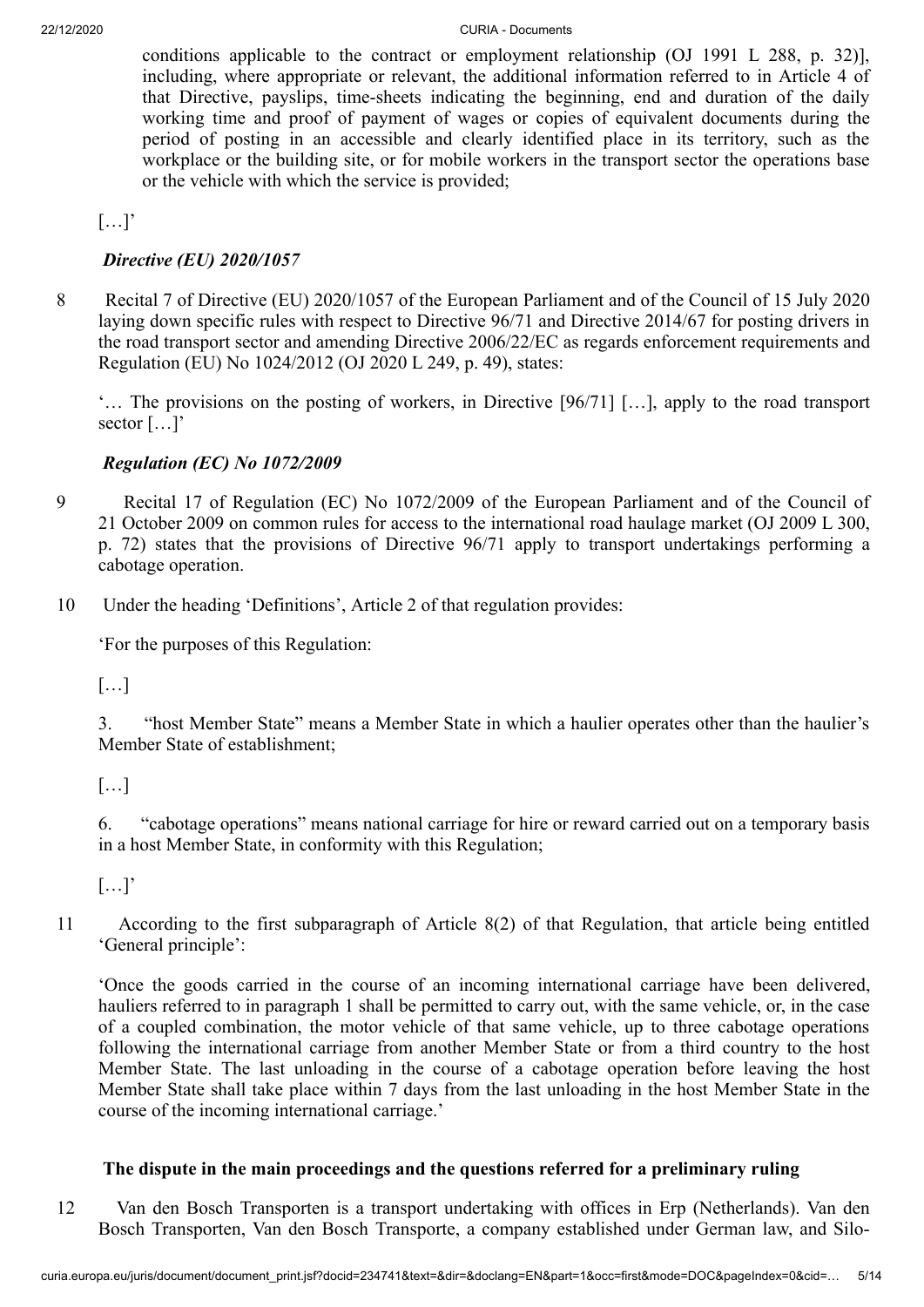conditions applicable to the contract or employment relationship (OJ 1991 L 288, p. 32)], including, where appropriate or relevant, the additional information referred to in Article 4 of that Directive, payslips, time-sheets indicating the beginning, end and duration of the daily working time and proof of payment of wages or copies of equivalent documents during the period of posting in an accessible and clearly identified place in its territory, such as the workplace or the building site, or for mobile workers in the transport sector the operations base or the vehicle with which the service is provided;

[…]'

*Directive (EU) 2020/1057*

8 Recital 7 of Directive (EU) 2020/1057 of the European Parliament and of the Council of 15 July 2020 laying down specific rules with respect to Directive 96/71 and Directive 2014/67 for posting drivers in the road transport sector and amending Directive 2006/22/EC as regards enforcement requirements and Regulation (EU) No 1024/2012 (OJ 2020 L 249, p. 49), states:

'… The provisions on the posting of workers, in Directive [96/71] […], apply to the road transport sector […]'

*Regulation (EC) No 1072/2009*

9 Recital 17 of Regulation (EC) No 1072/2009 of the European Parliament and of the Council of 21 October 2009 on common rules for access to the international road haulage market (OJ 2009 L 300, p. 72) states that the provisions of Directive 96/71 apply to transport undertakings performing a cabotage operation.

10 Under the heading 'Definitions', Article 2 of that regulation provides:

'For the purposes of this Regulation:

[…]

3. "host Member State" means a Member State in which a haulier operates other than the haulier's Member State of establishment;

[…]

6. "cabotage operations" means national carriage for hire or reward carried out on a temporary basis in a host Member State, in conformity with this Regulation;

[…]'

11 According to the first subparagraph of Article 8(2) of that Regulation, that article being entitled 'General principle':

'Once the goods carried in the course of an incoming international carriage have been delivered, hauliers referred to in paragraph 1 shall be permitted to carry out, with the same vehicle, or, in the case of a coupled combination, the motor vehicle of that same vehicle, up to three cabotage operations following the international carriage from another Member State or from a third country to the host Member State. The last unloading in the course of a cabotage operation before leaving the host Member State shall take place within 7 days from the last unloading in the host Member State in the course of the incoming international carriage.'

## The dispute in the main proceedings and the questions referred for a preliminary ruling

12 Van den Bosch Transporten is a transport undertaking with offices in Erp (Netherlands). Van den Bosch Transporten, Van den Bosch Transporte, a company established under German law, and Silo-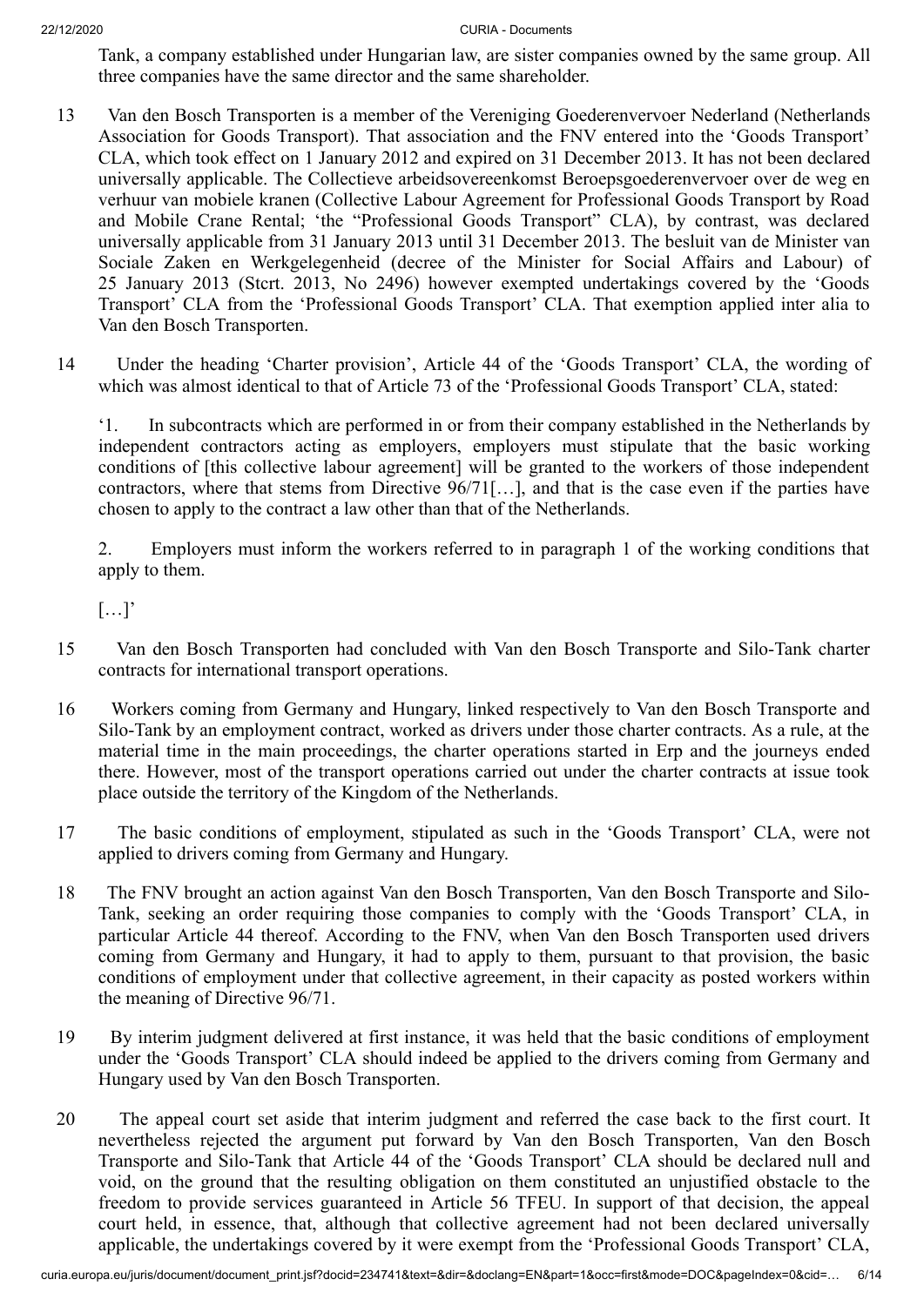Tank, a company established under Hungarian law, are sister companies owned by the same group. All three companies have the same director and the same shareholder.

13 Van den Bosch Transporten is a member of the Vereniging Goederenvervoer Nederland (Netherlands Association for Goods Transport). That association and the FNV entered into the 'Goods Transport' CLA, which took effect on 1 January 2012 and expired on 31 December 2013. It has not been declared universally applicable. The Collectieve arbeidsovereenkomst Beroepsgoederenvervoer over de weg en verhuur van mobiele kranen (Collective Labour Agreement for Professional Goods Transport by Road and Mobile Crane Rental; 'the "Professional Goods Transport" CLA), by contrast, was declared universally applicable from 31 January 2013 until 31 December 2013. The besluit van de Minister van Sociale Zaken en Werkgelegenheid (decree of the Minister for Social Affairs and Labour) of 25 January 2013 (Stcrt. 2013, No 2496) however exempted undertakings covered by the 'Goods Transport' CLA from the 'Professional Goods Transport' CLA. That exemption applied inter alia to Van den Bosch Transporten.

14 Under the heading 'Charter provision', Article 44 of the 'Goods Transport' CLA, the wording of which was almost identical to that of Article 73 of the 'Professional Goods Transport' CLA, stated:

'1. In subcontracts which are performed in or from their company established in the Netherlands by independent contractors acting as employers, employers must stipulate that the basic working conditions of [this collective labour agreement] will be granted to the workers of those independent contractors, where that stems from Directive 96/71[…], and that is the case even if the parties have chosen to apply to the contract a law other than that of the Netherlands.

2. Employers must inform the workers referred to in paragraph 1 of the working conditions that apply to them.

[…]'

15 Van den Bosch Transporten had concluded with Van den Bosch Transporte and Silo-Tank charter contracts for international transport operations.

16 Workers coming from Germany and Hungary, linked respectively to Van den Bosch Transporte and Silo-Tank by an employment contract, worked as drivers under those charter contracts. As a rule, at the material time in the main proceedings, the charter operations started in Erp and the journeys ended there. However, most of the transport operations carried out under the charter contracts at issue took place outside the territory of the Kingdom of the Netherlands.

17 The basic conditions of employment, stipulated as such in the 'Goods Transport' CLA, were not applied to drivers coming from Germany and Hungary.

18 The FNV brought an action against Van den Bosch Transporten, Van den Bosch Transporte and Silo-Tank, seeking an order requiring those companies to comply with the 'Goods Transport' CLA, in particular Article 44 thereof. According to the FNV, when Van den Bosch Transporten used drivers coming from Germany and Hungary, it had to apply to them, pursuant to that provision, the basic conditions of employment under that collective agreement, in their capacity as posted workers within the meaning of Directive 96/71.

19 By interim judgment delivered at first instance, it was held that the basic conditions of employment under the 'Goods Transport' CLA should indeed be applied to the drivers coming from Germany and Hungary used by Van den Bosch Transporten.

20 The appeal court set aside that interim judgment and referred the case back to the first court. It nevertheless rejected the argument put forward by Van den Bosch Transporten, Van den Bosch Transporte and Silo-Tank that Article 44 of the 'Goods Transport' CLA should be declared null and void, on the ground that the resulting obligation on them constituted an unjustified obstacle to the freedom to provide services guaranteed in Article 56 TFEU. In support of that decision, the appeal court held, in essence, that, although that collective agreement had not been declared universally applicable, the undertakings covered by it were exempt from the 'Professional Goods Transport' CLA,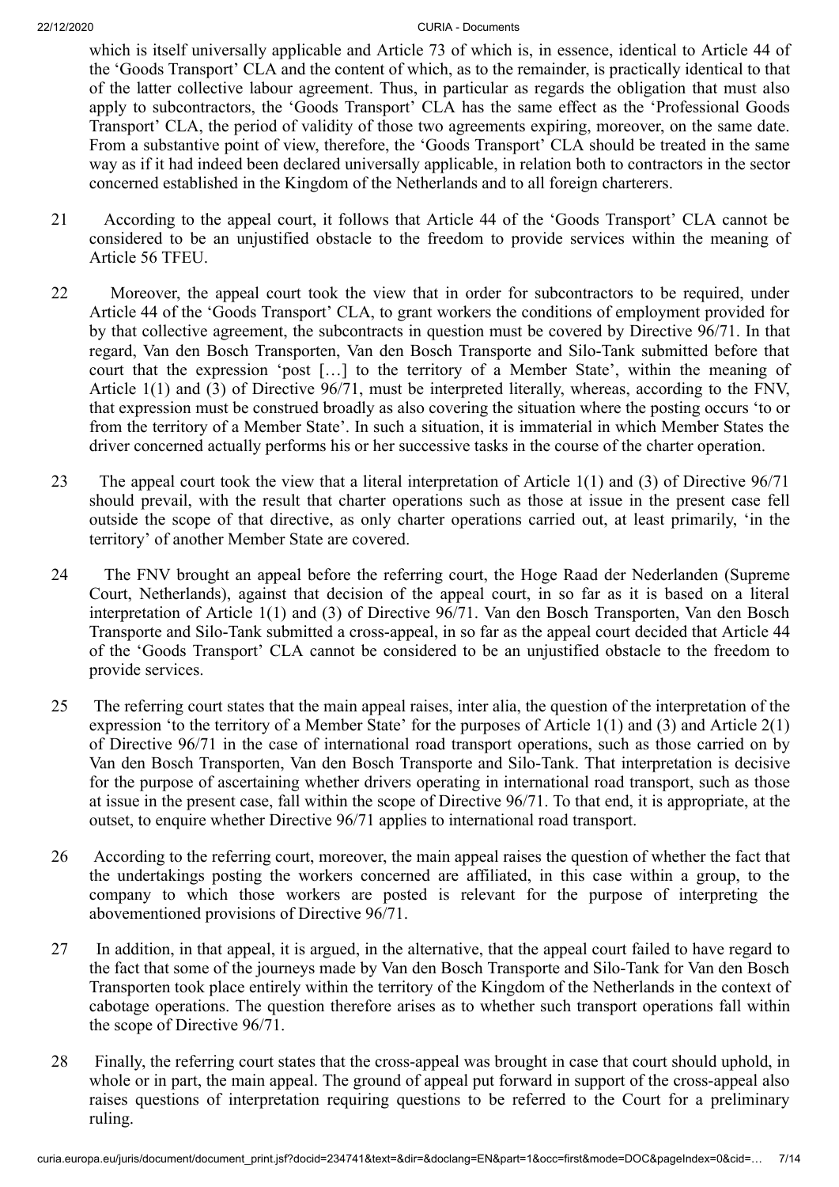which is itself universally applicable and Article 73 of which is, in essence, identical to Article 44 of the 'Goods Transport' CLA and the content of which, as to the remainder, is practically identical to that of the latter collective labour agreement. Thus, in particular as regards the obligation that must also apply to subcontractors, the 'Goods Transport' CLA has the same effect as the 'Professional Goods Transport' CLA, the period of validity of those two agreements expiring, moreover, on the same date. From a substantive point of view, therefore, the 'Goods Transport' CLA should be treated in the same way as if it had indeed been declared universally applicable, in relation both to contractors in the sector concerned established in the Kingdom of the Netherlands and to all foreign charterers.

21 According to the appeal court, it follows that Article 44 of the 'Goods Transport' CLA cannot be considered to be an unjustified obstacle to the freedom to provide services within the meaning of Article 56 TFEU.

22 Moreover, the appeal court took the view that in order for subcontractors to be required, under Article 44 of the 'Goods Transport' CLA, to grant workers the conditions of employment provided for by that collective agreement, the subcontracts in question must be covered by Directive 96/71. In that regard, Van den Bosch Transporten, Van den Bosch Transporte and Silo-Tank submitted before that court that the expression 'post […] to the territory of a Member State', within the meaning of Article 1(1) and (3) of Directive 96/71, must be interpreted literally, whereas, according to the FNV, that expression must be construed broadly as also covering the situation where the posting occurs 'to or from the territory of a Member State'. In such a situation, it is immaterial in which Member States the driver concerned actually performs his or her successive tasks in the course of the charter operation.

23 The appeal court took the view that a literal interpretation of Article 1(1) and (3) of Directive 96/71 should prevail, with the result that charter operations such as those at issue in the present case fell outside the scope of that directive, as only charter operations carried out, at least primarily, 'in the territory' of another Member State are covered.

24 The FNV brought an appeal before the referring court, the Hoge Raad der Nederlanden (Supreme Court, Netherlands), against that decision of the appeal court, in so far as it is based on a literal interpretation of Article 1(1) and (3) of Directive 96/71. Van den Bosch Transporten, Van den Bosch Transporte and Silo-Tank submitted a cross-appeal, in so far as the appeal court decided that Article 44 of the 'Goods Transport' CLA cannot be considered to be an unjustified obstacle to the freedom to provide services.

25 The referring court states that the main appeal raises, inter alia, the question of the interpretation of the expression 'to the territory of a Member State' for the purposes of Article 1(1) and (3) and Article 2(1) of Directive 96/71 in the case of international road transport operations, such as those carried on by Van den Bosch Transporten, Van den Bosch Transporte and Silo-Tank. That interpretation is decisive for the purpose of ascertaining whether drivers operating in international road transport, such as those at issue in the present case, fall within the scope of Directive 96/71. To that end, it is appropriate, at the outset, to enquire whether Directive 96/71 applies to international road transport.

26 According to the referring court, moreover, the main appeal raises the question of whether the fact that the undertakings posting the workers concerned are affiliated, in this case within a group, to the company to which those workers are posted is relevant for the purpose of interpreting the abovementioned provisions of Directive 96/71.

27 In addition, in that appeal, it is argued, in the alternative, that the appeal court failed to have regard to the fact that some of the journeys made by Van den Bosch Transporte and Silo-Tank for Van den Bosch Transporten took place entirely within the territory of the Kingdom of the Netherlands in the context of cabotage operations. The question therefore arises as to whether such transport operations fall within the scope of Directive 96/71.

28 Finally, the referring court states that the cross-appeal was brought in case that court should uphold, in whole or in part, the main appeal. The ground of appeal put forward in support of the cross-appeal also raises questions of interpretation requiring questions to be referred to the Court for a preliminary ruling.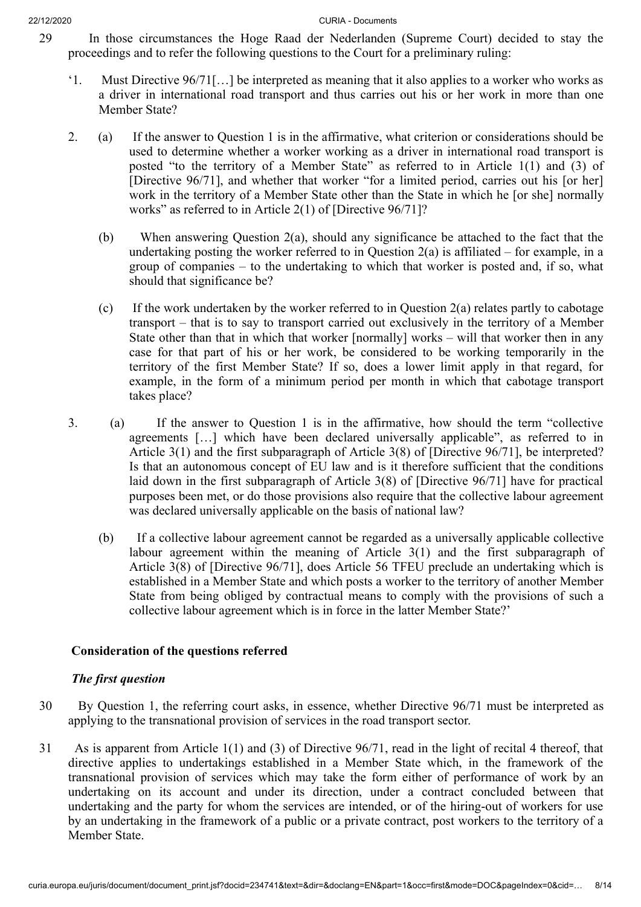29 In those circumstances the Hoge Raad der Nederlanden (Supreme Court) decided to stay the proceedings and to refer the following questions to the Court for a preliminary ruling:

'1. Must Directive 96/71[…] be interpreted as meaning that it also applies to a worker who works as a driver in international road transport and thus carries out his or her work in more than one Member State?

2. (a) If the answer to Question 1 is in the affirmative, what criterion or considerations should be used to determine whether a worker working as a driver in international road transport is posted "to the territory of a Member State" as referred to in Article 1(1) and (3) of [Directive 96/71], and whether that worker "for a limited period, carries out his [or her] work in the territory of a Member State other than the State in which he [or she] normally works" as referred to in Article 2(1) of [Directive 96/71]?

   (b) When answering Question 2(a), should any significance be attached to the fact that the undertaking posting the worker referred to in Question 2(a) is affiliated – for example, in a group of companies – to the undertaking to which that worker is posted and, if so, what should that significance be?

   (c) If the work undertaken by the worker referred to in Question 2(a) relates partly to cabotage transport – that is to say to transport carried out exclusively in the territory of a Member State other than that in which that worker [normally] works – will that worker then in any case for that part of his or her work, be considered to be working temporarily in the territory of the first Member State? If so, does a lower limit apply in that regard, for example, in the form of a minimum period per month in which that cabotage transport takes place?

3. (a) If the answer to Question 1 is in the affirmative, how should the term "collective agreements […] which have been declared universally applicable", as referred to in Article 3(1) and the first subparagraph of Article 3(8) of [Directive 96/71], be interpreted? Is that an autonomous concept of EU law and is it therefore sufficient that the conditions laid down in the first subparagraph of Article 3(8) of [Directive 96/71] have for practical purposes been met, or do those provisions also require that the collective labour agreement was declared universally applicable on the basis of national law?

   (b) If a collective labour agreement cannot be regarded as a universally applicable collective labour agreement within the meaning of Article 3(1) and the first subparagraph of Article 3(8) of [Directive 96/71], does Article 56 TFEU preclude an undertaking which is established in a Member State and which posts a worker to the territory of another Member State from being obliged by contractual means to comply with the provisions of such a collective labour agreement which is in force in the latter Member State?'

## Consideration of the questions referred

### *The first question*

30 By Question 1, the referring court asks, in essence, whether Directive 96/71 must be interpreted as applying to the transnational provision of services in the road transport sector.

31 As is apparent from Article 1(1) and (3) of Directive 96/71, read in the light of recital 4 thereof, that directive applies to undertakings established in a Member State which, in the framework of the transnational provision of services which may take the form either of performance of work by an undertaking on its account and under its direction, under a contract concluded between that undertaking and the party for whom the services are intended, or of the hiring-out of workers for use by an undertaking in the framework of a public or a private contract, post workers to the territory of a Member State.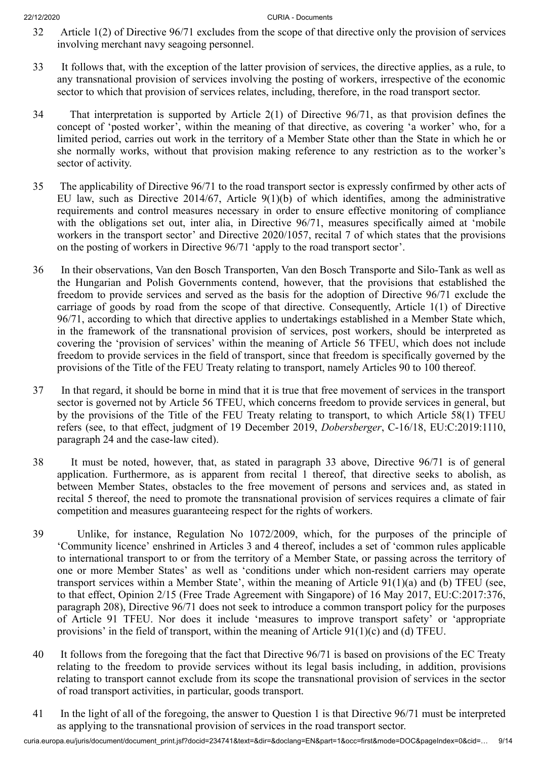32 Article 1(2) of Directive 96/71 excludes from the scope of that directive only the provision of services involving merchant navy seagoing personnel.

33 It follows that, with the exception of the latter provision of services, the directive applies, as a rule, to any transnational provision of services involving the posting of workers, irrespective of the economic sector to which that provision of services relates, including, therefore, in the road transport sector.

34 That interpretation is supported by Article 2(1) of Directive 96/71, as that provision defines the concept of 'posted worker', within the meaning of that directive, as covering 'a worker' who, for a limited period, carries out work in the territory of a Member State other than the State in which he or she normally works, without that provision making reference to any restriction as to the worker's sector of activity.

35 The applicability of Directive 96/71 to the road transport sector is expressly confirmed by other acts of EU law, such as Directive 2014/67, Article 9(1)(b) of which identifies, among the administrative requirements and control measures necessary in order to ensure effective monitoring of compliance with the obligations set out, inter alia, in Directive 96/71, measures specifically aimed at 'mobile workers in the transport sector' and Directive 2020/1057, recital 7 of which states that the provisions on the posting of workers in Directive 96/71 'apply to the road transport sector'.

36 In their observations, Van den Bosch Transporten, Van den Bosch Transporte and Silo-Tank as well as the Hungarian and Polish Governments contend, however, that the provisions that established the freedom to provide services and served as the basis for the adoption of Directive 96/71 exclude the carriage of goods by road from the scope of that directive. Consequently, Article 1(1) of Directive 96/71, according to which that directive applies to undertakings established in a Member State which, in the framework of the transnational provision of services, post workers, should be interpreted as covering the 'provision of services' within the meaning of Article 56 TFEU, which does not include freedom to provide services in the field of transport, since that freedom is specifically governed by the provisions of the Title of the FEU Treaty relating to transport, namely Articles 90 to 100 thereof.

37 In that regard, it should be borne in mind that it is true that free movement of services in the transport sector is governed not by Article 56 TFEU, which concerns freedom to provide services in general, but by the provisions of the Title of the FEU Treaty relating to transport, to which Article 58(1) TFEU refers (see, to that effect, judgment of 19 December 2019, *Dobersberger*, C-16/18, EU:C:2019:1110, paragraph 24 and the case-law cited).

38 It must be noted, however, that, as stated in paragraph 33 above, Directive 96/71 is of general application. Furthermore, as is apparent from recital 1 thereof, that directive seeks to abolish, as between Member States, obstacles to the free movement of persons and services and, as stated in recital 5 thereof, the need to promote the transnational provision of services requires a climate of fair competition and measures guaranteeing respect for the rights of workers.

39 Unlike, for instance, Regulation No 1072/2009, which, for the purposes of the principle of 'Community licence' enshrined in Articles 3 and 4 thereof, includes a set of 'common rules applicable to international transport to or from the territory of a Member State, or passing across the territory of one or more Member States' as well as 'conditions under which non-resident carriers may operate transport services within a Member State', within the meaning of Article 91(1)(a) and (b) TFEU (see, to that effect, Opinion 2/15 (Free Trade Agreement with Singapore) of 16 May 2017, EU:C:2017:376, paragraph 208), Directive 96/71 does not seek to introduce a common transport policy for the purposes of Article 91 TFEU. Nor does it include 'measures to improve transport safety' or 'appropriate provisions' in the field of transport, within the meaning of Article 91(1)(c) and (d) TFEU.

40 It follows from the foregoing that the fact that Directive 96/71 is based on provisions of the EC Treaty relating to the freedom to provide services without its legal basis including, in addition, provisions relating to transport cannot exclude from its scope the transnational provision of services in the sector of road transport activities, in particular, goods transport.

41 In the light of all of the foregoing, the answer to Question 1 is that Directive 96/71 must be interpreted as applying to the transnational provision of services in the road transport sector.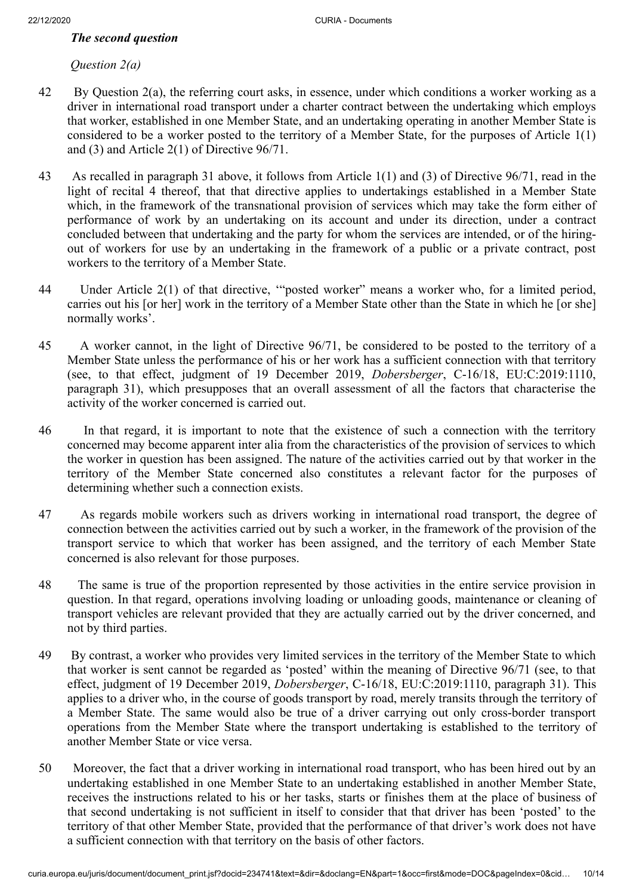*The second question*

*Question 2(a)*

42 By Question 2(a), the referring court asks, in essence, under which conditions a worker working as a driver in international road transport under a charter contract between the undertaking which employs that worker, established in one Member State, and an undertaking operating in another Member State is considered to be a worker posted to the territory of a Member State, for the purposes of Article 1(1) and (3) and Article 2(1) of Directive 96/71.

43 As recalled in paragraph 31 above, it follows from Article 1(1) and (3) of Directive 96/71, read in the light of recital 4 thereof, that that directive applies to undertakings established in a Member State which, in the framework of the transnational provision of services which may take the form either of performance of work by an undertaking on its account and under its direction, under a contract concluded between that undertaking and the party for whom the services are intended, or of the hiring-out of workers for use by an undertaking in the framework of a public or a private contract, post workers to the territory of a Member State.

44 Under Article 2(1) of that directive, '"posted worker" means a worker who, for a limited period, carries out his [or her] work in the territory of a Member State other than the State in which he [or she] normally works'.

45 A worker cannot, in the light of Directive 96/71, be considered to be posted to the territory of a Member State unless the performance of his or her work has a sufficient connection with that territory (see, to that effect, judgment of 19 December 2019, *Dobersberger*, C-16/18, EU:C:2019:1110, paragraph 31), which presupposes that an overall assessment of all the factors that characterise the activity of the worker concerned is carried out.

46 In that regard, it is important to note that the existence of such a connection with the territory concerned may become apparent inter alia from the characteristics of the provision of services to which the worker in question has been assigned. The nature of the activities carried out by that worker in the territory of the Member State concerned also constitutes a relevant factor for the purposes of determining whether such a connection exists.

47 As regards mobile workers such as drivers working in international road transport, the degree of connection between the activities carried out by such a worker, in the framework of the provision of the transport service to which that worker has been assigned, and the territory of each Member State concerned is also relevant for those purposes.

48 The same is true of the proportion represented by those activities in the entire service provision in question. In that regard, operations involving loading or unloading goods, maintenance or cleaning of transport vehicles are relevant provided that they are actually carried out by the driver concerned, and not by third parties.

49 By contrast, a worker who provides very limited services in the territory of the Member State to which that worker is sent cannot be regarded as 'posted' within the meaning of Directive 96/71 (see, to that effect, judgment of 19 December 2019, *Dobersberger*, C-16/18, EU:C:2019:1110, paragraph 31). This applies to a driver who, in the course of goods transport by road, merely transits through the territory of a Member State. The same would also be true of a driver carrying out only cross-border transport operations from the Member State where the transport undertaking is established to the territory of another Member State or vice versa.

50 Moreover, the fact that a driver working in international road transport, who has been hired out by an undertaking established in one Member State to an undertaking established in another Member State, receives the instructions related to his or her tasks, starts or finishes them at the place of business of that second undertaking is not sufficient in itself to consider that that driver has been 'posted' to the territory of that other Member State, provided that the performance of that driver's work does not have a sufficient connection with that territory on the basis of other factors.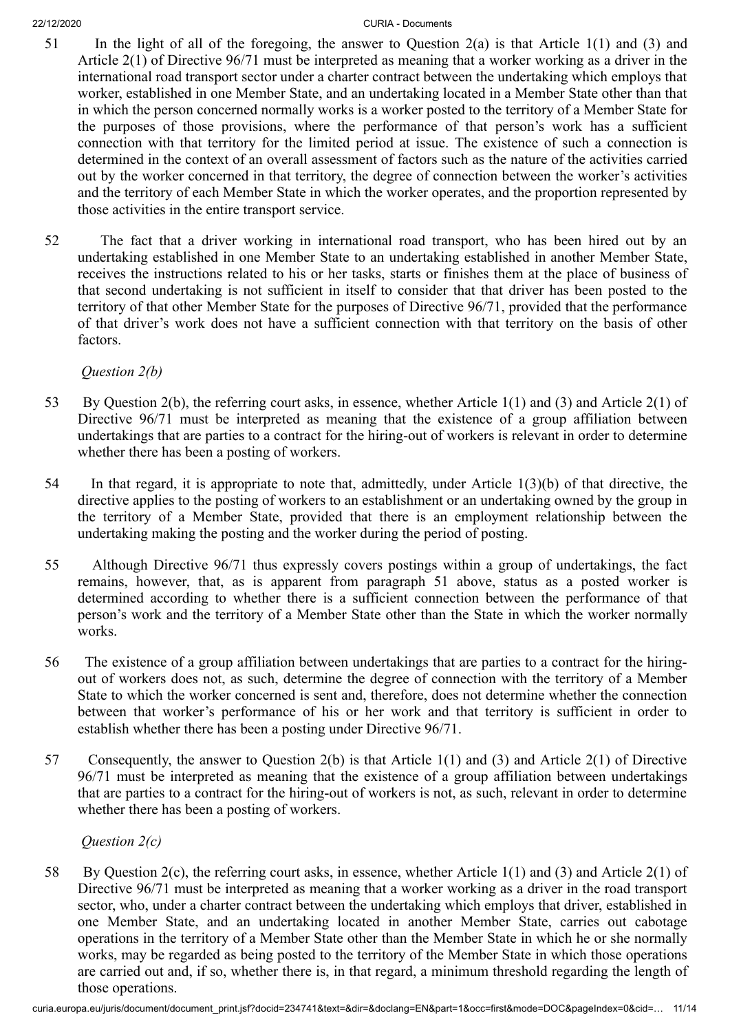51 In the light of all of the foregoing, the answer to Question 2(a) is that Article 1(1) and (3) and Article 2(1) of Directive 96/71 must be interpreted as meaning that a worker working as a driver in the international road transport sector under a charter contract between the undertaking which employs that worker, established in one Member State, and an undertaking located in a Member State other than that in which the person concerned normally works is a worker posted to the territory of a Member State for the purposes of those provisions, where the performance of that person's work has a sufficient connection with that territory for the limited period at issue. The existence of such a connection is determined in the context of an overall assessment of factors such as the nature of the activities carried out by the worker concerned in that territory, the degree of connection between the worker's activities and the territory of each Member State in which the worker operates, and the proportion represented by those activities in the entire transport service.

52 The fact that a driver working in international road transport, who has been hired out by an undertaking established in one Member State to an undertaking established in another Member State, receives the instructions related to his or her tasks, starts or finishes them at the place of business of that second undertaking is not sufficient in itself to consider that that driver has been posted to the territory of that other Member State for the purposes of Directive 96/71, provided that the performance of that driver's work does not have a sufficient connection with that territory on the basis of other factors.

*Question 2(b)*

53 By Question 2(b), the referring court asks, in essence, whether Article 1(1) and (3) and Article 2(1) of Directive 96/71 must be interpreted as meaning that the existence of a group affiliation between undertakings that are parties to a contract for the hiring-out of workers is relevant in order to determine whether there has been a posting of workers.

54 In that regard, it is appropriate to note that, admittedly, under Article 1(3)(b) of that directive, the directive applies to the posting of workers to an establishment or an undertaking owned by the group in the territory of a Member State, provided that there is an employment relationship between the undertaking making the posting and the worker during the period of posting.

55 Although Directive 96/71 thus expressly covers postings within a group of undertakings, the fact remains, however, that, as is apparent from paragraph 51 above, status as a posted worker is determined according to whether there is a sufficient connection between the performance of that person's work and the territory of a Member State other than the State in which the worker normally works.

56 The existence of a group affiliation between undertakings that are parties to a contract for the hiring-out of workers does not, as such, determine the degree of connection with the territory of a Member State to which the worker concerned is sent and, therefore, does not determine whether the connection between that worker's performance of his or her work and that territory is sufficient in order to establish whether there has been a posting under Directive 96/71.

57 Consequently, the answer to Question 2(b) is that Article 1(1) and (3) and Article 2(1) of Directive 96/71 must be interpreted as meaning that the existence of a group affiliation between undertakings that are parties to a contract for the hiring-out of workers is not, as such, relevant in order to determine whether there has been a posting of workers.

*Question 2(c)*

58 By Question 2(c), the referring court asks, in essence, whether Article 1(1) and (3) and Article 2(1) of Directive 96/71 must be interpreted as meaning that a worker working as a driver in the road transport sector, who, under a charter contract between the undertaking which employs that driver, established in one Member State, and an undertaking located in another Member State, carries out cabotage operations in the territory of a Member State other than the Member State in which he or she normally works, may be regarded as being posted to the territory of the Member State in which those operations are carried out and, if so, whether there is, in that regard, a minimum threshold regarding the length of those operations.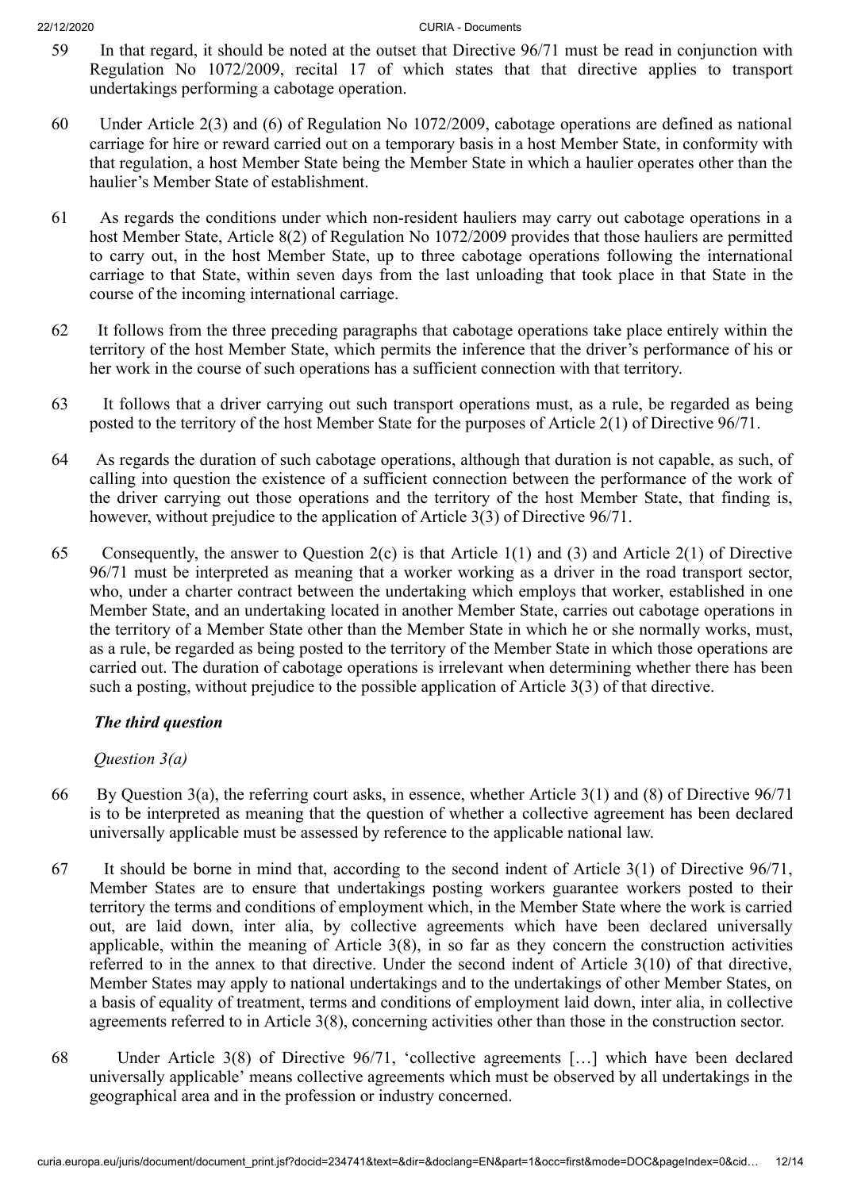59 In that regard, it should be noted at the outset that Directive 96/71 must be read in conjunction with Regulation No 1072/2009, recital 17 of which states that that directive applies to transport undertakings performing a cabotage operation.

60 Under Article 2(3) and (6) of Regulation No 1072/2009, cabotage operations are defined as national carriage for hire or reward carried out on a temporary basis in a host Member State, in conformity with that regulation, a host Member State being the Member State in which a haulier operates other than the haulier's Member State of establishment.

61 As regards the conditions under which non-resident hauliers may carry out cabotage operations in a host Member State, Article 8(2) of Regulation No 1072/2009 provides that those hauliers are permitted to carry out, in the host Member State, up to three cabotage operations following the international carriage to that State, within seven days from the last unloading that took place in that State in the course of the incoming international carriage.

62 It follows from the three preceding paragraphs that cabotage operations take place entirely within the territory of the host Member State, which permits the inference that the driver's performance of his or her work in the course of such operations has a sufficient connection with that territory.

63 It follows that a driver carrying out such transport operations must, as a rule, be regarded as being posted to the territory of the host Member State for the purposes of Article 2(1) of Directive 96/71.

64 As regards the duration of such cabotage operations, although that duration is not capable, as such, of calling into question the existence of a sufficient connection between the performance of the work of the driver carrying out those operations and the territory of the host Member State, that finding is, however, without prejudice to the application of Article 3(3) of Directive 96/71.

65 Consequently, the answer to Question 2(c) is that Article 1(1) and (3) and Article 2(1) of Directive 96/71 must be interpreted as meaning that a worker working as a driver in the road transport sector, who, under a charter contract between the undertaking which employs that worker, established in one Member State, and an undertaking located in another Member State, carries out cabotage operations in the territory of a Member State other than the Member State in which he or she normally works, must, as a rule, be regarded as being posted to the territory of the Member State in which those operations are carried out. The duration of cabotage operations is irrelevant when determining whether there has been such a posting, without prejudice to the possible application of Article 3(3) of that directive.

### *The third question*

*Question 3(a)*

66 By Question 3(a), the referring court asks, in essence, whether Article 3(1) and (8) of Directive 96/71 is to be interpreted as meaning that the question of whether a collective agreement has been declared universally applicable must be assessed by reference to the applicable national law.

67 It should be borne in mind that, according to the second indent of Article 3(1) of Directive 96/71, Member States are to ensure that undertakings posting workers guarantee workers posted to their territory the terms and conditions of employment which, in the Member State where the work is carried out, are laid down, inter alia, by collective agreements which have been declared universally applicable, within the meaning of Article 3(8), in so far as they concern the construction activities referred to in the annex to that directive. Under the second indent of Article 3(10) of that directive, Member States may apply to national undertakings and to the undertakings of other Member States, on a basis of equality of treatment, terms and conditions of employment laid down, inter alia, in collective agreements referred to in Article 3(8), concerning activities other than those in the construction sector.

68 Under Article 3(8) of Directive 96/71, 'collective agreements […] which have been declared universally applicable' means collective agreements which must be observed by all undertakings in the geographical area and in the profession or industry concerned.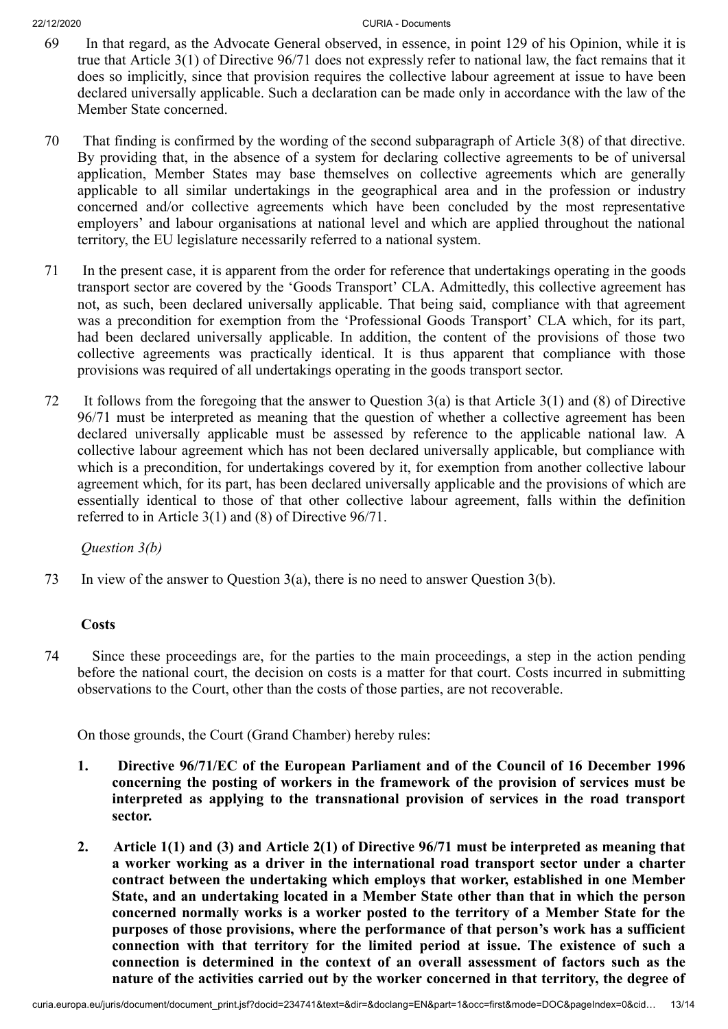69 In that regard, as the Advocate General observed, in essence, in point 129 of his Opinion, while it is true that Article 3(1) of Directive 96/71 does not expressly refer to national law, the fact remains that it does so implicitly, since that provision requires the collective labour agreement at issue to have been declared universally applicable. Such a declaration can be made only in accordance with the law of the Member State concerned.

70 That finding is confirmed by the wording of the second subparagraph of Article 3(8) of that directive. By providing that, in the absence of a system for declaring collective agreements to be of universal application, Member States may base themselves on collective agreements which are generally applicable to all similar undertakings in the geographical area and in the profession or industry concerned and/or collective agreements which have been concluded by the most representative employers' and labour organisations at national level and which are applied throughout the national territory, the EU legislature necessarily referred to a national system.

71 In the present case, it is apparent from the order for reference that undertakings operating in the goods transport sector are covered by the 'Goods Transport' CLA. Admittedly, this collective agreement has not, as such, been declared universally applicable. That being said, compliance with that agreement was a precondition for exemption from the 'Professional Goods Transport' CLA which, for its part, had been declared universally applicable. In addition, the content of the provisions of those two collective agreements was practically identical. It is thus apparent that compliance with those provisions was required of all undertakings operating in the goods transport sector.

72 It follows from the foregoing that the answer to Question 3(a) is that Article 3(1) and (8) of Directive 96/71 must be interpreted as meaning that the question of whether a collective agreement has been declared universally applicable must be assessed by reference to the applicable national law. A collective labour agreement which has not been declared universally applicable, but compliance with which is a precondition, for undertakings covered by it, for exemption from another collective labour agreement which, for its part, has been declared universally applicable and the provisions of which are essentially identical to those of that other collective labour agreement, falls within the definition referred to in Article 3(1) and (8) of Directive 96/71.

*Question 3(b)*

73 In view of the answer to Question 3(a), there is no need to answer Question 3(b).

**Costs**

74 Since these proceedings are, for the parties to the main proceedings, a step in the action pending before the national court, the decision on costs is a matter for that court. Costs incurred in submitting observations to the Court, other than the costs of those parties, are not recoverable.

On those grounds, the Court (Grand Chamber) hereby rules:

1. **Directive 96/71/EC of the European Parliament and of the Council of 16 December 1996 concerning the posting of workers in the framework of the provision of services must be interpreted as applying to the transnational provision of services in the road transport sector.**

2. **Article 1(1) and (3) and Article 2(1) of Directive 96/71 must be interpreted as meaning that a worker working as a driver in the international road transport sector under a charter contract between the undertaking which employs that worker, established in one Member State, and an undertaking located in a Member State other than that in which the person concerned normally works is a worker posted to the territory of a Member State for the purposes of those provisions, where the performance of that person's work has a sufficient connection with that territory for the limited period at issue. The existence of such a connection is determined in the context of an overall assessment of factors such as the nature of the activities carried out by the worker concerned in that territory, the degree of**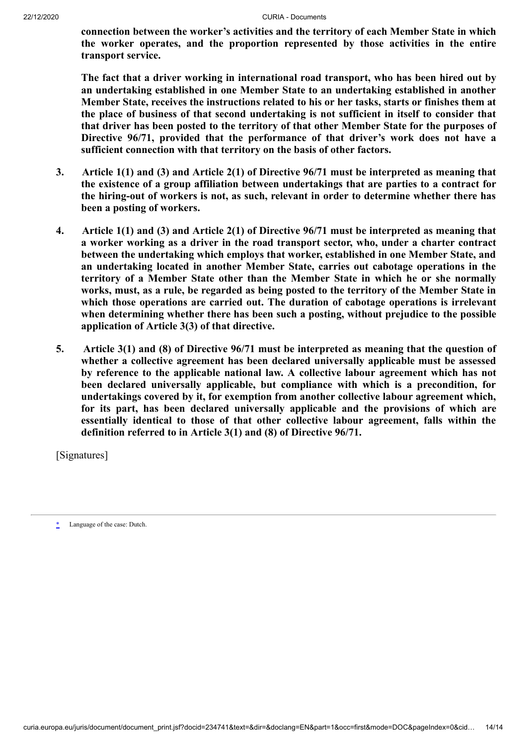**connection between the worker's activities and the territory of each Member State in which the worker operates, and the proportion represented by those activities in the entire transport service.**

**The fact that a driver working in international road transport, who has been hired out by an undertaking established in one Member State to an undertaking established in another Member State, receives the instructions related to his or her tasks, starts or finishes them at the place of business of that second undertaking is not sufficient in itself to consider that that driver has been posted to the territory of that other Member State for the purposes of Directive 96/71, provided that the performance of that driver's work does not have a sufficient connection with that territory on the basis of other factors.**

3. **Article 1(1) and (3) and Article 2(1) of Directive 96/71 must be interpreted as meaning that the existence of a group affiliation between undertakings that are parties to a contract for the hiring-out of workers is not, as such, relevant in order to determine whether there has been a posting of workers.**

4. **Article 1(1) and (3) and Article 2(1) of Directive 96/71 must be interpreted as meaning that a worker working as a driver in the road transport sector, who, under a charter contract between the undertaking which employs that worker, established in one Member State, and an undertaking located in another Member State, carries out cabotage operations in the territory of a Member State other than the Member State in which he or she normally works, must, as a rule, be regarded as being posted to the territory of the Member State in which those operations are carried out. The duration of cabotage operations is irrelevant when determining whether there has been such a posting, without prejudice to the possible application of Article 3(3) of that directive.**

5. **Article 3(1) and (8) of Directive 96/71 must be interpreted as meaning that the question of whether a collective agreement has been declared universally applicable must be assessed by reference to the applicable national law. A collective labour agreement which has not been declared universally applicable, but compliance with which is a precondition, for undertakings covered by it, for exemption from another collective labour agreement which, for its part, has been declared universally applicable and the provisions of which are essentially identical to those of that other collective labour agreement, falls within the definition referred to in Article 3(1) and (8) of Directive 96/71.**

[Signatures]

---

* Language of the case: Dutch.